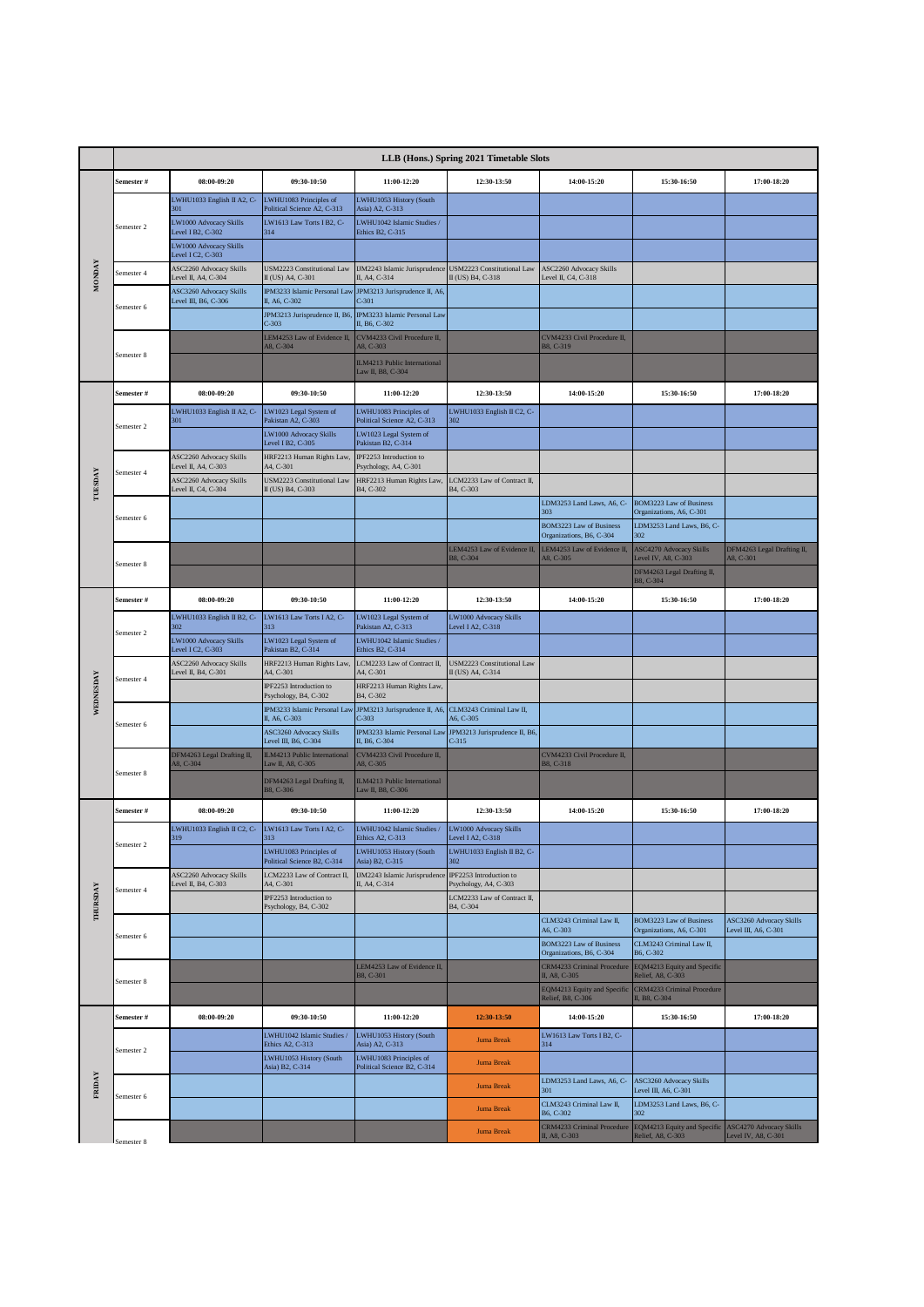# LLB (Hons.) Spring 2021 Timetable Slots

## MONDAY

| Semester # | 08:00-09:20 | 09:30-10:50 | 11:00-12:20 | 12:30-13:50 | 14:00-15:20 | 15:30-16:50 | 17:00-18:20 |
|---|---|---|---|---|---|---|---|
| Semester 2 | LWHU1033 English II A2, C-301 | LWHU1083 Principles of Political Science A2, C-313 | LWHU1053 History (South Asia) A2, C-313 | | | | |
| | LW1000 Advocacy Skills Level I B2, C-302 | LW1613 Law Torts I B2, C-314 | LWHU1042 Islamic Studies / Ethics B2, C-315 | | | | |
| | LW1000 Advocacy Skills Level I C2, C-303 | | | | | | |
| Semester 4 | ASC2260 Advocacy Skills Level II, A4, C-304 | USM2223 Constitutional Law II (US) A4, C-301 | IJM2243 Islamic Jurisprudence II, A4, C-314 | USM2223 Constitutional Law II (US) B4, C-318 | ASC2260 Advocacy Skills Level II, C4, C-318 | | |
| Semester 6 | ASC3260 Advocacy Skills Level III, B6, C-306 | IPM3233 Islamic Personal Law II, A6, C-302 | JPM3213 Jurisprudence II, A6, C-301 | | | | |
| | | JPM3213 Jurisprudence II, B6, C-303 | IPM3233 Islamic Personal Law II, B6, C-302 | | | | |
| Semester 8 | | LEM4253 Law of Evidence II, A8, C-304 | CVM4233 Civil Procedure II, A8, C-303 | | CVM4233 Civil Procedure II, B8, C-319 | | |
| | | | ILM4213 Public International Law II, B8, C-304 | | | | |

## TUESDAY

| Semester # | 08:00-09:20 | 09:30-10:50 | 11:00-12:20 | 12:30-13:50 | 14:00-15:20 | 15:30-16:50 | 17:00-18:20 |
|---|---|---|---|---|---|---|---|
| Semester 2 | LWHU1033 English II A2, C-301 | LW1023 Legal System of Pakistan A2, C-303 | LWHU1083 Principles of Political Science A2, C-313 | LWHU1033 English II C2, C-302 | | | |
| | | LW1000 Advocacy Skills Level I B2, C-305 | LW1023 Legal System of Pakistan B2, C-314 | | | | |
| Semester 4 | ASC2260 Advocacy Skills Level II, A4, C-303 | HRF2213 Human Rights Law, A4, C-301 | IPF2253 Introduction to Psychology, A4, C-301 | | | | |
| | ASC2260 Advocacy Skills Level II, C4, C-304 | USM2223 Constitutional Law II (US) B4, C-303 | HRF2213 Human Rights Law, B4, C-302 | LCM2233 Law of Contract II, B4, C-303 | | | |
| Semester 6 | | | | | LDM3253 Land Laws, A6, C-303 | BOM3223 Law of Business Organizations, A6, C-301 | |
| | | | | | BOM3223 Law of Business Organizations, B6, C-304 | LDM3253 Land Laws, B6, C-302 | |
| Semester 8 | | | | LEM4253 Law of Evidence II, B8, C-304 | LEM4253 Law of Evidence II, A8, C-305 | ASC4270 Advocacy Skills Level IV, A8, C-303 | DFM4263 Legal Drafting II, A8, C-301 |
| | | | | | | DFM4263 Legal Drafting II, B8, C-304 | |

## WEDNESDAY

| Semester # | 08:00-09:20 | 09:30-10:50 | 11:00-12:20 | 12:30-13:50 | 14:00-15:20 | 15:30-16:50 | 17:00-18:20 |
|---|---|---|---|---|---|---|---|
| Semester 2 | LWHU1033 English II B2, C-302 | LW1613 Law Torts I A2, C-313 | LW1023 Legal System of Pakistan A2, C-313 | LW1000 Advocacy Skills Level I A2, C-318 | | | |
| | LW1000 Advocacy Skills Level I C2, C-303 | LW1023 Legal System of Pakistan B2, C-314 | LWHU1042 Islamic Studies / Ethics B2, C-314 | | | | |
| Semester 4 | ASC2260 Advocacy Skills Level II, B4, C-301 | HRF2213 Human Rights Law, A4, C-301 | LCM2233 Law of Contract II, A4, C-301 | USM2223 Constitutional Law II (US) A4, C-314 | | | |
| | | IPF2253 Introduction to Psychology, B4, C-302 | HRF2213 Human Rights Law, B4, C-302 | | | | |
| Semester 6 | | IPM3233 Islamic Personal Law II, A6, C-303 | JPM3213 Jurisprudence II, A6, C-303 | CLM3243 Criminal Law II, A6, C-305 | | | |
| | | ASC3260 Advocacy Skills Level III, B6, C-304 | IPM3233 Islamic Personal Law II, B6, C-304 | JPM3213 Jurisprudence II, B6, C-315 | | | |
| Semester 8 | DFM4263 Legal Drafting II, A8, C-304 | ILM4213 Public International Law II, A8, C-305 | CVM4233 Civil Procedure II, A8, C-305 | | CVM4233 Civil Procedure II, B8, C-318 | | |
| | | DFM4263 Legal Drafting II, B8, C-306 | ILM4213 Public International Law II, B8, C-306 | | | | |

## THURSDAY

| Semester # | 08:00-09:20 | 09:30-10:50 | 11:00-12:20 | 12:30-13:50 | 14:00-15:20 | 15:30-16:50 | 17:00-18:20 |
|---|---|---|---|---|---|---|---|
| Semester 2 | LWHU1033 English II C2, C-319 | LW1613 Law Torts I A2, C-313 | LWHU1042 Islamic Studies / Ethics A2, C-313 | LW1000 Advocacy Skills Level I A2, C-318 | | | |
| | | LWHU1083 Principles of Political Science B2, C-314 | LWHU1053 History (South Asia) B2, C-315 | LWHU1033 English II B2, C-302 | | | |
| Semester 4 | ASC2260 Advocacy Skills Level II, B4, C-303 | LCM2233 Law of Contract II, A4, C-301 | IJM2243 Islamic Jurisprudence II, A4, C-314 | IPF2253 Introduction to Psychology, A4, C-303 | | | |
| | | IPF2253 Introduction to Psychology, B4, C-302 | | LCM2233 Law of Contract II, B4, C-304 | | | |
| Semester 6 | | | | | CLM3243 Criminal Law II, A6, C-303 | BOM3223 Law of Business Organizations, A6, C-301 | ASC3260 Advocacy Skills Level III, A6, C-301 |
| | | | | | BOM3223 Law of Business Organizations, B6, C-304 | CLM3243 Criminal Law II, B6, C-302 | |
| Semester 8 | | | LEM4253 Law of Evidence II, B8, C-301 | | CRM4233 Criminal Procedure II, A8, C-305 | EQM4213 Equity and Specific Relief, A8, C-303 | |
| | | | | | EQM4213 Equity and Specific Relief, B8, C-306 | CRM4233 Criminal Procedure II, B8, C-304 | |

## FRIDAY

| Semester # | 08:00-09:20 | 09:30-10:50 | 11:00-12:20 | 12:30-13:50 | 14:00-15:20 | 15:30-16:50 | 17:00-18:20 |
|---|---|---|---|---|---|---|---|
| Semester 2 | | LWHU1042 Islamic Studies / Ethics A2, C-313 | LWHU1053 History (South Asia) A2, C-313 | Juma Break | LW1613 Law Torts I B2, C-314 | | |
| | | LWHU1053 History (South Asia) B2, C-314 | LWHU1083 Principles of Political Science B2, C-314 | Juma Break | | | |
| Semester 6 | | | | Juma Break | LDM3253 Land Laws, A6, C-301 | ASC3260 Advocacy Skills Level III, A6, C-301 | |
| | | | | Juma Break | CLM3243 Criminal Law II, B6, C-302 | LDM3253 Land Laws, B6, C-302 | |
| Semester 8 | | | | Juma Break | CRM4233 Criminal Procedure II, A8, C-303 | EQM4213 Equity and Specific Relief, A8, C-303 | ASC4270 Advocacy Skills Level IV, A8, C-301 |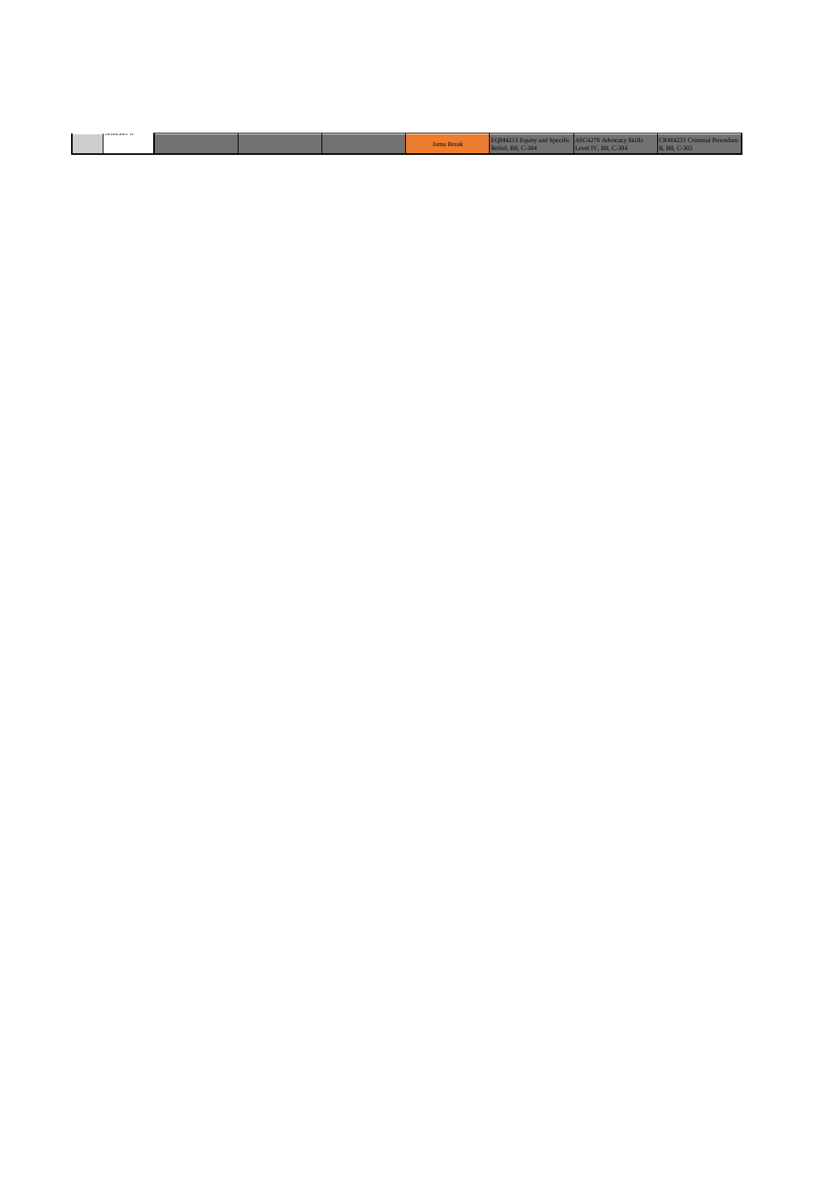| | | | | | | | | |
|---|---|---|---|---|---|---|---|---|
| | Semester 8 | | | | Juma Break | EQM4213 Equity and Specific Relief, B8, C-304 | ASC4270 Advocacy Skills Level IV, B8, C-304 | CRM4233 Criminal Procedure II, B8, C-302 |